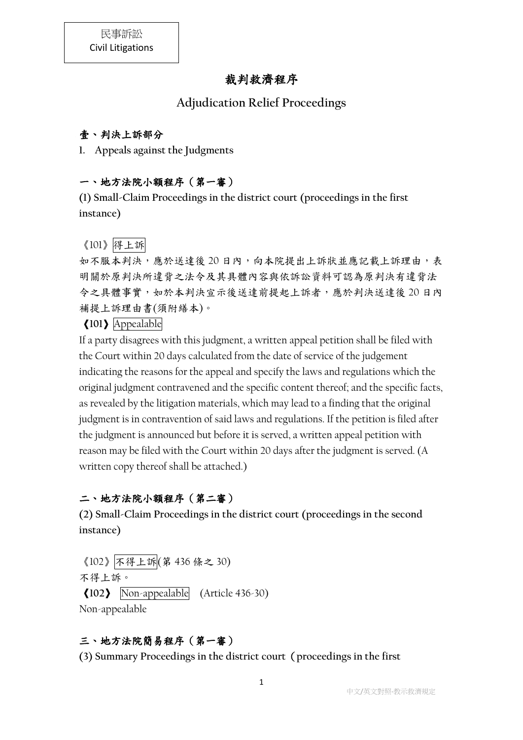民事訴訟
Civil Litigations

# 裁判救濟程序

# Adjudication Relief Proceedings

## 壹、判決上訴部分

## I. Appeals against the Judgments

### 一、地方法院小額程序（第一審）

### (1) Small-Claim Proceedings in the district court (proceedings in the first instance)

《101》得上訴

如不服本判決，應於送達後 20 日內，向本院提出上訴狀並應記載上訴理由，表明關於原判決所違背之法令及其具體內容與依訴訟資料可認為原判決有違背法令之具體事實，如於本判決宣示後送達前提起上訴者，應於判決送達後 20 日內補提上訴理由書(須附繕本)。

**《101》** Appealable

If a party disagrees with this judgment, a written appeal petition shall be filed with the Court within 20 days calculated from the date of service of the judgement indicating the reasons for the appeal and specify the laws and regulations which the original judgment contravened and the specific content thereof; and the specific facts, as revealed by the litigation materials, which may lead to a finding that the original judgment is in contravention of said laws and regulations. If the petition is filed after the judgment is announced but before it is served, a written appeal petition with reason may be filed with the Court within 20 days after the judgment is served. (A written copy thereof shall be attached.)

### 二、地方法院小額程序（第二審）

### (2) Small-Claim Proceedings in the district court (proceedings in the second instance)

《102》不得上訴(第 436 條之 30)

不得上訴。

**《102》** Non-appealable (Article 436-30)

Non-appealable

### 三、地方法院簡易程序（第一審）

### (3) Summary Proceedings in the district court（proceedings in the first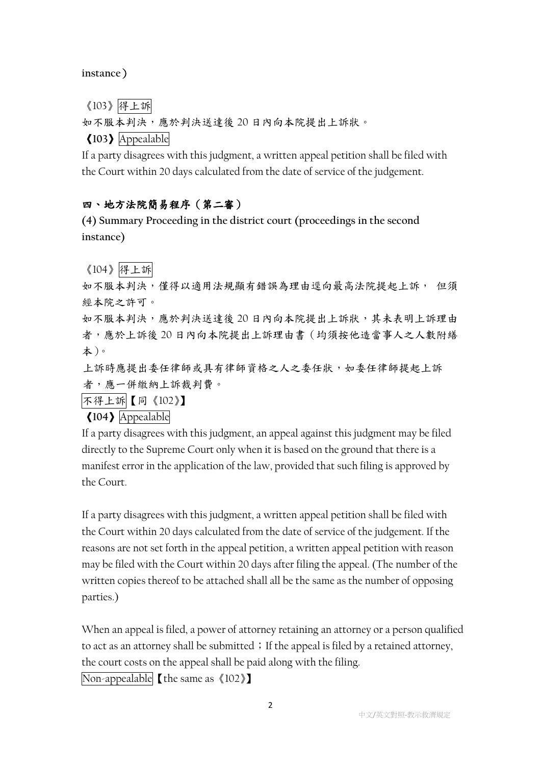instance）

《103》得上訴

如不服本判決，應於判決送達後 20 日內向本院提出上訴狀。

**《103》**Appealable

If a party disagrees with this judgment, a written appeal petition shall be filed with the Court within 20 days calculated from the date of service of the judgement.

### 四、地方法院簡易程序（第二審）

**(4) Summary Proceeding in the district court (proceedings in the second instance)**

《104》得上訴

如不服本判決，僅得以適用法規顯有錯誤為理由逕向最高法院提起上訴， 但須經本院之許可。

如不服本判決，應於判決送達後 20 日內向本院提出上訴狀，其未表明上訴理由者，應於上訴後 20 日內向本院提出上訴理由書（均須按他造當事人之人數附繕本）。

上訴時應提出委任律師或具有律師資格之人之委任狀，如委任律師提起上訴者，應一併繳納上訴裁判費。

不得上訴【同《102》】

**《104》**Appealable

If a party disagrees with this judgment, an appeal against this judgment may be filed directly to the Supreme Court only when it is based on the ground that there is a manifest error in the application of the law, provided that such filing is approved by the Court.

If a party disagrees with this judgment, a written appeal petition shall be filed with the Court within 20 days calculated from the date of service of the judgement. If the reasons are not set forth in the appeal petition, a written appeal petition with reason may be filed with the Court within 20 days after filing the appeal. (The number of the written copies thereof to be attached shall all be the same as the number of opposing parties.)

When an appeal is filed, a power of attorney retaining an attorney or a person qualified to act as an attorney shall be submitted；If the appeal is filed by a retained attorney, the court costs on the appeal shall be paid along with the filing.

Non-appealable【the same as《102》】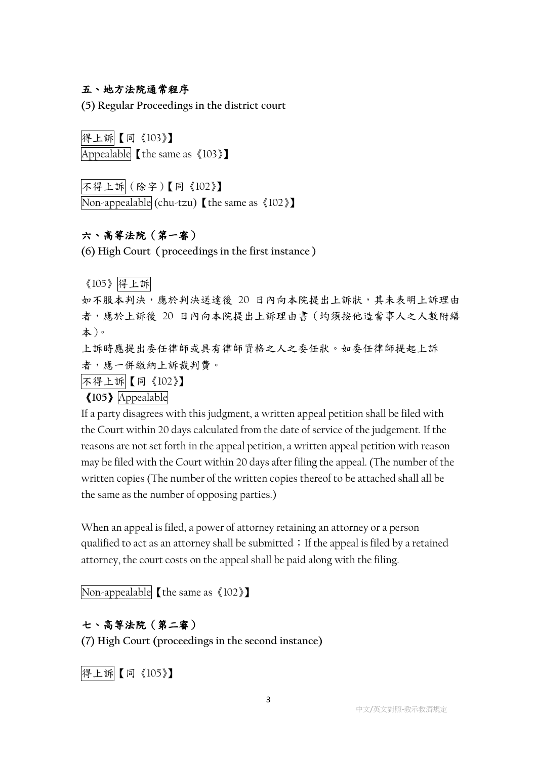**五、地方法院通常程序**

**(5) Regular Proceedings in the district court**

得上訴【同《103》】

Appealable【the same as《103》】

不得上訴（除字）【同《102》】

Non-appealable (chu-tzu)【the same as《102》】

**六、高等法院（第一審）**

**(6) High Court（proceedings in the first instance）**

《105》得上訴

如不服本判決，應於判決送達後 20 日內向本院提出上訴狀，其未表明上訴理由者，應於上訴後 20 日內向本院提出上訴理由書（均須按他造當事人之人數附繕本）。

上訴時應提出委任律師或具有律師資格之人之委任狀。如委任律師提起上訴者，應一併繳納上訴裁判費。

不得上訴【同《102》】

**《105》**Appealable

If a party disagrees with this judgment, a written appeal petition shall be filed with the Court within 20 days calculated from the date of service of the judgement. If the reasons are not set forth in the appeal petition, a written appeal petition with reason may be filed with the Court within 20 days after filing the appeal. (The number of the written copies (The number of the written copies thereof to be attached shall all be the same as the number of opposing parties.)

When an appeal is filed, a power of attorney retaining an attorney or a person qualified to act as an attorney shall be submitted；If the appeal is filed by a retained attorney, the court costs on the appeal shall be paid along with the filing.

Non-appealable【the same as《102》】

**七、高等法院（第二審）**

**(7) High Court (proceedings in the second instance)**

得上訴【同《105》】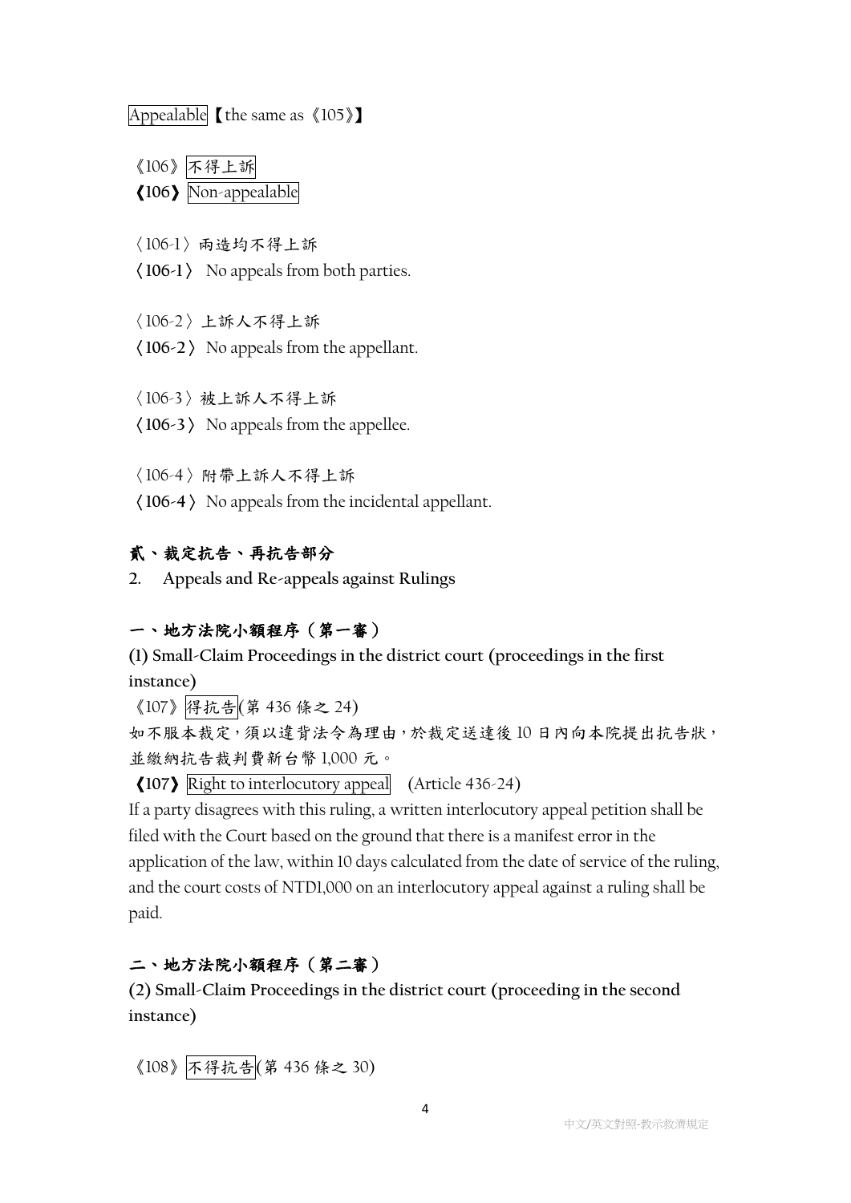Appealable【the same as《105》】

《106》不得上訴

**《106》** Non-appealable

〈106-1〉兩造均不得上訴

**〈106-1〉** No appeals from both parties.

〈106-2〉上訴人不得上訴

**〈106-2〉** No appeals from the appellant.

〈106-3〉被上訴人不得上訴

**〈106-3〉** No appeals from the appellee.

〈106-4〉附帶上訴人不得上訴

**〈106-4〉** No appeals from the incidental appellant.

## 貳、裁定抗告、再抗告部分

## 2. Appeals and Re-appeals against Rulings

### 一、地方法院小額程序（第一審）

### (1) Small-Claim Proceedings in the district court (proceedings in the first instance)

《107》得抗告(第 436 條之 24)

如不服本裁定，須以違背法令為理由，於裁定送達後 10 日內向本院提出抗告狀，並繳納抗告裁判費新台幣 1,000 元。

**《107》** Right to interlocutory appeal (Article 436-24)

If a party disagrees with this ruling, a written interlocutory appeal petition shall be filed with the Court based on the ground that there is a manifest error in the application of the law, within 10 days calculated from the date of service of the ruling, and the court costs of NTD1,000 on an interlocutory appeal against a ruling shall be paid.

### 二、地方法院小額程序（第二審）

### (2) Small-Claim Proceedings in the district court (proceeding in the second instance)

《108》不得抗告(第 436 條之 30)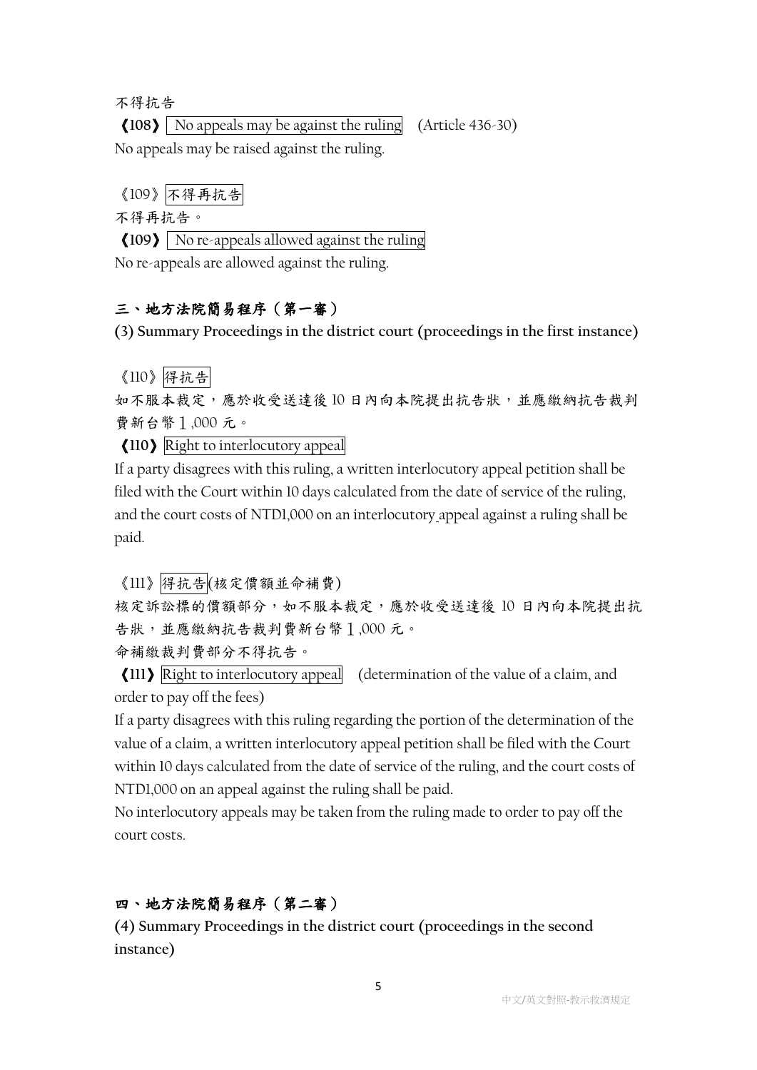不得抗告

**【108】** No appeals may be against the ruling (Article 436-30)

No appeals may be raised against the ruling.

《109》不得再抗告

不得再抗告。

**【109】** No re-appeals allowed against the ruling

No re-appeals are allowed against the ruling.

## 三、地方法院簡易程序（第一審）

## (3) Summary Proceedings in the district court (proceedings in the first instance)

《110》得抗告

如不服本裁定，應於收受送達後 10 日內向本院提出抗告狀，並應繳納抗告裁判費新台幣 1,000 元。

**【110】** Right to interlocutory appeal

If a party disagrees with this ruling, a written interlocutory appeal petition shall be filed with the Court within 10 days calculated from the date of service of the ruling, and the court costs of NTD1,000 on an interlocutory appeal against a ruling shall be paid.

《111》得抗告(核定價額並命補費)

核定訴訟標的價額部分，如不服本裁定，應於收受送達後 10 日內向本院提出抗告狀，並應繳納抗告裁判費新台幣 1,000 元。

命補繳裁判費部分不得抗告。

**【111】** Right to interlocutory appeal (determination of the value of a claim, and order to pay off the fees)

If a party disagrees with this ruling regarding the portion of the determination of the value of a claim, a written interlocutory appeal petition shall be filed with the Court within 10 days calculated from the date of service of the ruling, and the court costs of NTD1,000 on an appeal against the ruling shall be paid.

No interlocutory appeals may be taken from the ruling made to order to pay off the court costs.

## 四、地方法院簡易程序（第二審）

## (4) Summary Proceedings in the district court (proceedings in the second instance)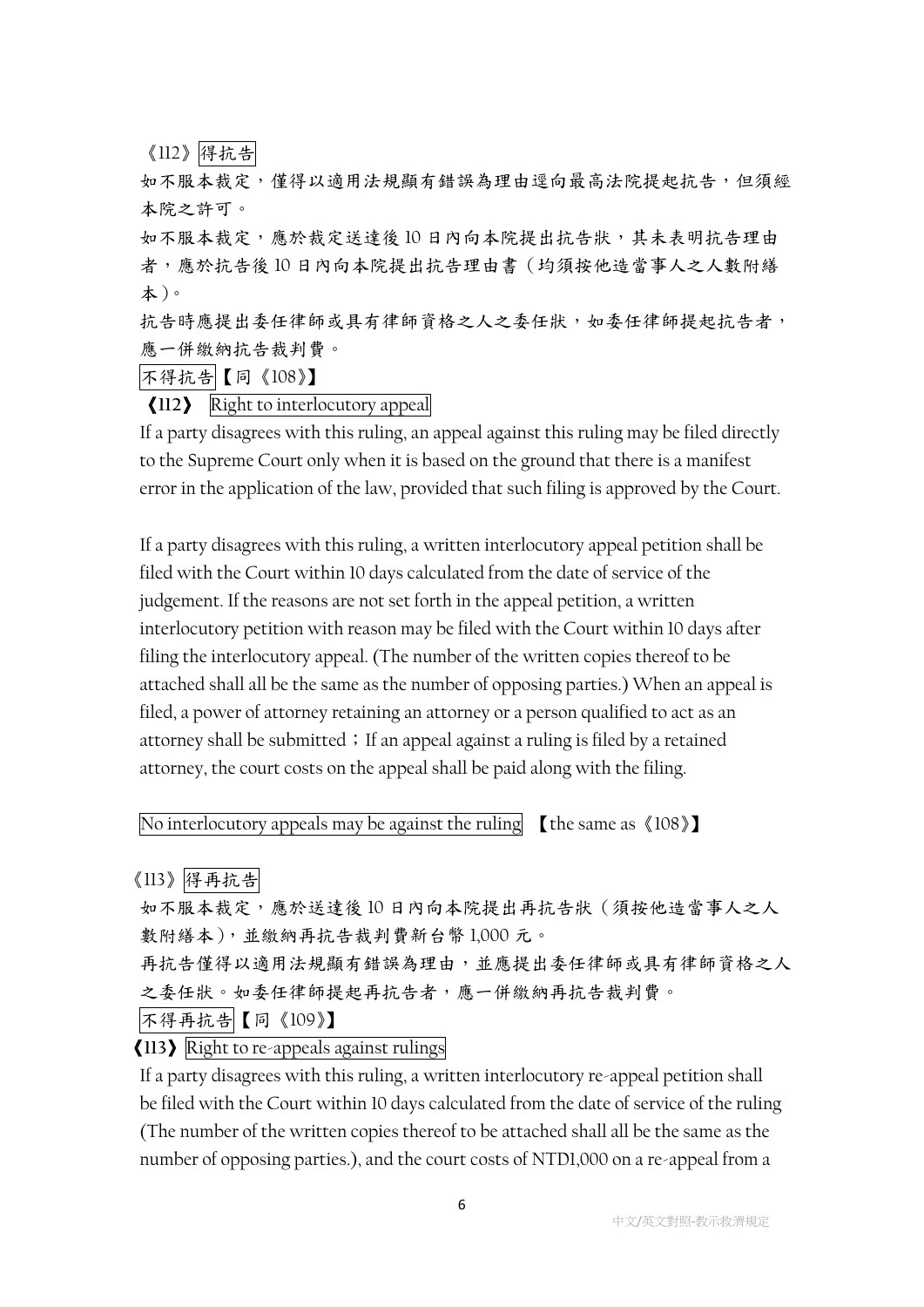《112》得抗告

如不服本裁定，僅得以適用法規顯有錯誤為理由逕向最高法院提起抗告，但須經本院之許可。

如不服本裁定，應於裁定送達後 10 日內向本院提出抗告狀，其未表明抗告理由者，應於抗告後 10 日內向本院提出抗告理由書（均須按他造當事人之人數附繕本）。

抗告時應提出委任律師或具有律師資格之人之委任狀，如委任律師提起抗告者，應一併繳納抗告裁判費。

不得抗告【同《108》】

**《112》** Right to interlocutory appeal

If a party disagrees with this ruling, an appeal against this ruling may be filed directly to the Supreme Court only when it is based on the ground that there is a manifest error in the application of the law, provided that such filing is approved by the Court.

If a party disagrees with this ruling, a written interlocutory appeal petition shall be filed with the Court within 10 days calculated from the date of service of the judgement. If the reasons are not set forth in the appeal petition, a written interlocutory petition with reason may be filed with the Court within 10 days after filing the interlocutory appeal. (The number of the written copies thereof to be attached shall all be the same as the number of opposing parties.) When an appeal is filed, a power of attorney retaining an attorney or a person qualified to act as an attorney shall be submitted；If an appeal against a ruling is filed by a retained attorney, the court costs on the appeal shall be paid along with the filing.

No interlocutory appeals may be against the ruling 【the same as《108》】

《113》得再抗告

如不服本裁定，應於送達後 10 日內向本院提出再抗告狀（須按他造當事人之人數附繕本），並繳納再抗告裁判費新台幣 1,000 元。

再抗告僅得以適用法規顯有錯誤為理由，並應提出委任律師或具有律師資格之人之委任狀。如委任律師提起再抗告者，應一併繳納再抗告裁判費。

不得再抗告【同《109》】

**《113》** Right to re-appeals against rulings

If a party disagrees with this ruling, a written interlocutory re-appeal petition shall be filed with the Court within 10 days calculated from the date of service of the ruling (The number of the written copies thereof to be attached shall all be the same as the number of opposing parties.), and the court costs of NTD1,000 on a re-appeal from a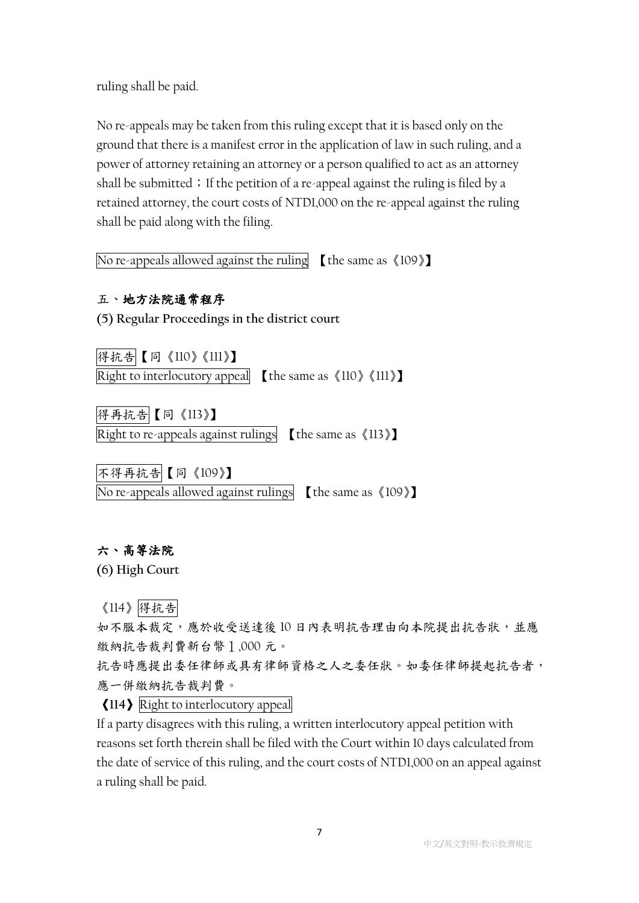ruling shall be paid.

No re-appeals may be taken from this ruling except that it is based only on the ground that there is a manifest error in the application of law in such ruling, and a power of attorney retaining an attorney or a person qualified to act as an attorney shall be submitted；If the petition of a re-appeal against the ruling is filed by a retained attorney, the court costs of NTD1,000 on the re-appeal against the ruling shall be paid along with the filing.

No re-appeals allowed against the ruling 【the same as《109》】

**五、地方法院通常程序**

**(5) Regular Proceedings in the district court**

得抗告【同《110》《111》】
Right to interlocutory appeal 【the same as《110》《111》】

得再抗告【同《113》】
Right to re-appeals against rulings 【the same as《113》】

不得再抗告【同《109》】
No re-appeals allowed against rulings 【the same as《109》】

**六、高等法院**

**(6) High Court**

《114》得抗告
如不服本裁定，應於收受送達後 10 日內表明抗告理由向本院提出抗告狀，並應繳納抗告裁判費新台幣１,000 元。
抗告時應提出委任律師或具有律師資格之人之委任狀。如委任律師提起抗告者，應一併繳納抗告裁判費。

**《114》** Right to interlocutory appeal
If a party disagrees with this ruling, a written interlocutory appeal petition with reasons set forth therein shall be filed with the Court within 10 days calculated from the date of service of this ruling, and the court costs of NTD1,000 on an appeal against a ruling shall be paid.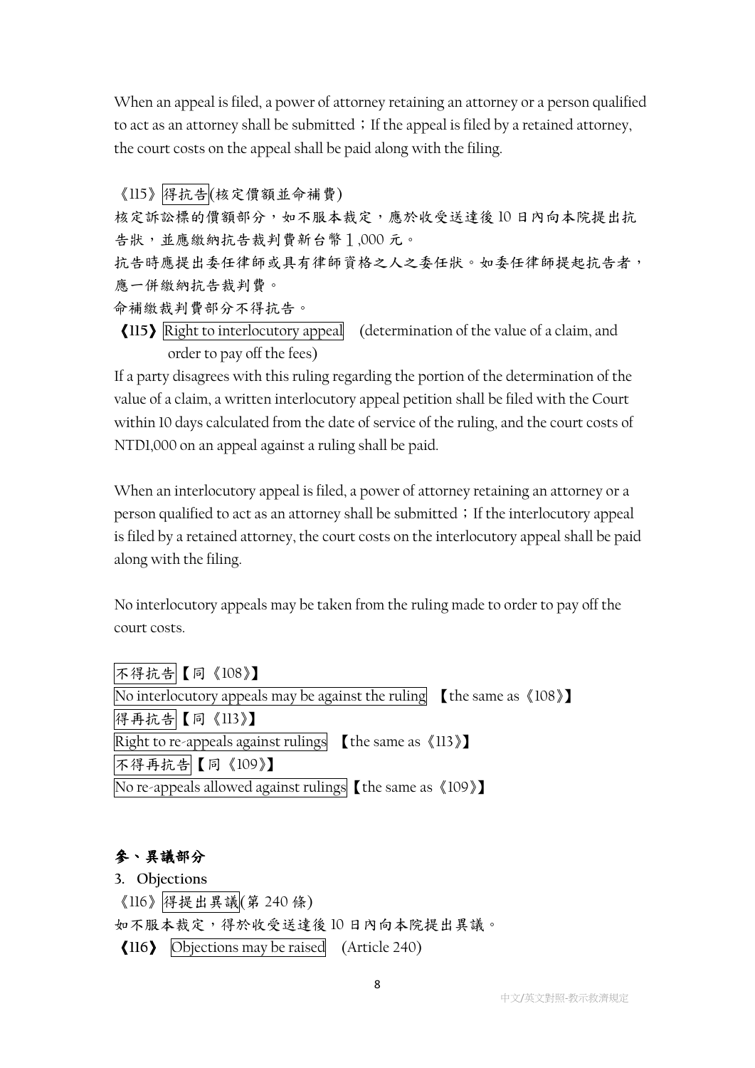When an appeal is filed, a power of attorney retaining an attorney or a person qualified to act as an attorney shall be submitted；If the appeal is filed by a retained attorney, the court costs on the appeal shall be paid along with the filing.

《115》得抗告(核定價額並命補費)

核定訴訟標的價額部分，如不服本裁定，應於收受送達後 10 日內向本院提出抗告狀，並應繳納抗告裁判費新台幣 1,000 元。

抗告時應提出委任律師或具有律師資格之人之委任狀。如委任律師提起抗告者，應一併繳納抗告裁判費。

命補繳裁判費部分不得抗告。

**《115》** Right to interlocutory appeal (determination of the value of a claim, and order to pay off the fees)

If a party disagrees with this ruling regarding the portion of the determination of the value of a claim, a written interlocutory appeal petition shall be filed with the Court within 10 days calculated from the date of service of the ruling, and the court costs of NTD1,000 on an appeal against a ruling shall be paid.

When an interlocutory appeal is filed, a power of attorney retaining an attorney or a person qualified to act as an attorney shall be submitted；If the interlocutory appeal is filed by a retained attorney, the court costs on the interlocutory appeal shall be paid along with the filing.

No interlocutory appeals may be taken from the ruling made to order to pay off the court costs.

不得抗告【同《108》】

No interlocutory appeals may be against the ruling 【the same as《108》】

得再抗告【同《113》】

Right to re-appeals against rulings 【the same as《113》】

不得再抗告【同《109》】

No re-appeals allowed against rulings【the same as《109》】

## 參、異議部分

**3. Objections**

《116》得提出異議(第 240 條)

如不服本裁定，得於收受送達後 10 日內向本院提出異議。

**《116》** Objections may be raised (Article 240)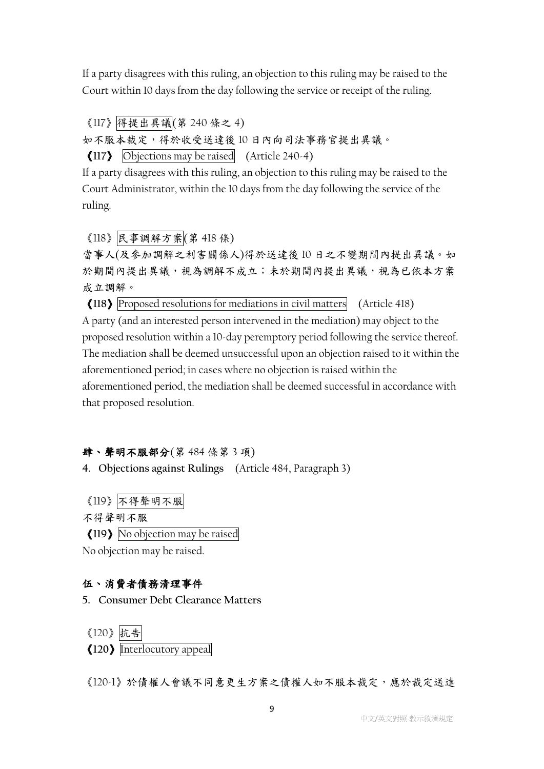If a party disagrees with this ruling, an objection to this ruling may be raised to the Court within 10 days from the day following the service or receipt of the ruling.

《117》得提出異議(第 240 條之 4)

如不服本裁定，得於收受送達後 10 日內向司法事務官提出異議。

**《117》** Objections may be raised (Article 240-4)

If a party disagrees with this ruling, an objection to this ruling may be raised to the Court Administrator, within the 10 days from the day following the service of the ruling.

《118》民事調解方案(第 418 條)

當事人(及參加調解之利害關係人)得於送達後 10 日之不變期間內提出異議。如於期間內提出異議，視為調解不成立；未於期間內提出異議，視為已依本方案成立調解。

**《118》** Proposed resolutions for mediations in civil matters (Article 418)

A party (and an interested person intervened in the mediation) may object to the proposed resolution within a 10-day peremptory period following the service thereof. The mediation shall be deemed unsuccessful upon an objection raised to it within the aforementioned period; in cases where no objection is raised within the aforementioned period, the mediation shall be deemed successful in accordance with that proposed resolution.

## 肆、聲明不服部分(第 484 條第 3 項)

## 4. Objections against Rulings (Article 484, Paragraph 3)

《119》不得聲明不服

不得聲明不服

**《119》** No objection may be raised

No objection may be raised.

## 伍、消費者債務清理事件

## 5. Consumer Debt Clearance Matters

《120》抗告

**《120》** Interlocutory appeal

《120-1》於債權人會議不同意更生方案之債權人如不服本裁定，應於裁定送達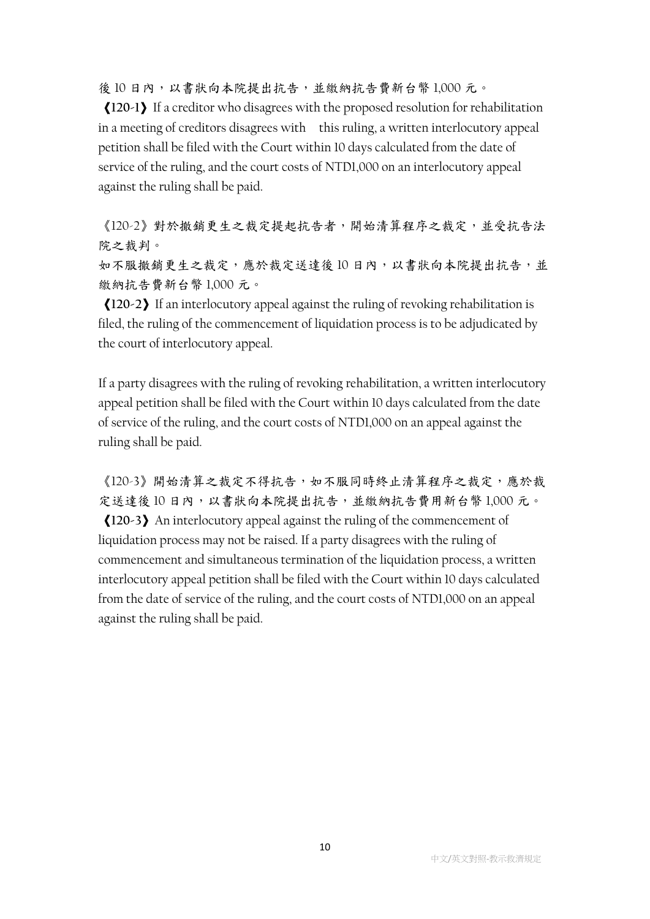後 10 日內，以書狀向本院提出抗告，並繳納抗告費新台幣 1,000 元。

**《120-1》** If a creditor who disagrees with the proposed resolution for rehabilitation in a meeting of creditors disagrees with this ruling, a written interlocutory appeal petition shall be filed with the Court within 10 days calculated from the date of service of the ruling, and the court costs of NTD1,000 on an interlocutory appeal against the ruling shall be paid.

《120-2》對於撤銷更生之裁定提起抗告者，開始清算程序之裁定，並受抗告法院之裁判。

如不服撤銷更生之裁定，應於裁定送達後 10 日內，以書狀向本院提出抗告，並繳納抗告費新台幣 1,000 元。

**《120-2》** If an interlocutory appeal against the ruling of revoking rehabilitation is filed, the ruling of the commencement of liquidation process is to be adjudicated by the court of interlocutory appeal.

If a party disagrees with the ruling of revoking rehabilitation, a written interlocutory appeal petition shall be filed with the Court within 10 days calculated from the date of service of the ruling, and the court costs of NTD1,000 on an appeal against the ruling shall be paid.

《120-3》開始清算之裁定不得抗告，如不服同時終止清算程序之裁定，應於裁定送達後 10 日內，以書狀向本院提出抗告，並繳納抗告費用新台幣 1,000 元。

**《120-3》** An interlocutory appeal against the ruling of the commencement of liquidation process may not be raised. If a party disagrees with the ruling of commencement and simultaneous termination of the liquidation process, a written interlocutory appeal petition shall be filed with the Court within 10 days calculated from the date of service of the ruling, and the court costs of NTD1,000 on an appeal against the ruling shall be paid.